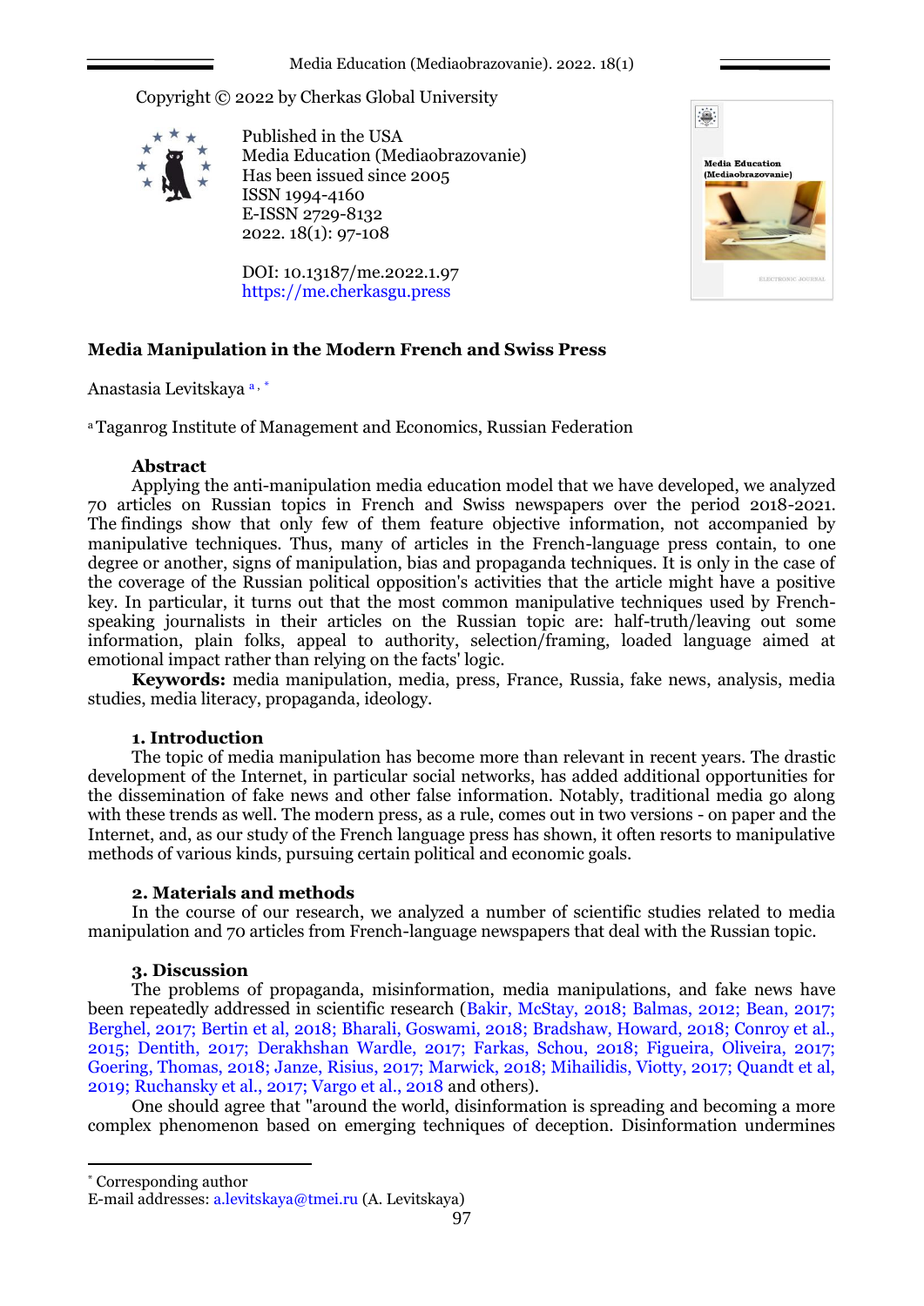Copyright © 2022 by Cherkas Global University

Published in the USA
Media Education (Mediaobrazovanie)
Has been issued since 2005
ISSN 1994-4160
E-ISSN 2729-8132
2022. 18(1): 97-108

DOI: 10.13187/me.2022.1.97
https://me.cherkasgu.press

# Media Manipulation in the Modern French and Swiss Press

Anastasia Levitskaya [a, *]

[a] Taganrog Institute of Management and Economics, Russian Federation

**Abstract**

Applying the anti-manipulation media education model that we have developed, we analyzed 70 articles on Russian topics in French and Swiss newspapers over the period 2018-2021. The findings show that only few of them feature objective information, not accompanied by manipulative techniques. Thus, many of articles in the French-language press contain, to one degree or another, signs of manipulation, bias and propaganda techniques. It is only in the case of the coverage of the Russian political opposition's activities that the article might have a positive key. In particular, it turns out that the most common manipulative techniques used by French-speaking journalists in their articles on the Russian topic are: half-truth/leaving out some information, plain folks, appeal to authority, selection/framing, loaded language aimed at emotional impact rather than relying on the facts' logic.

**Keywords:** media manipulation, media, press, France, Russia, fake news, analysis, media studies, media literacy, propaganda, ideology.

## 1. Introduction

The topic of media manipulation has become more than relevant in recent years. The drastic development of the Internet, in particular social networks, has added additional opportunities for the dissemination of fake news and other false information. Notably, traditional media go along with these trends as well. The modern press, as a rule, comes out in two versions - on paper and the Internet, and, as our study of the French language press has shown, it often resorts to manipulative methods of various kinds, pursuing certain political and economic goals.

## 2. Materials and methods

In the course of our research, we analyzed a number of scientific studies related to media manipulation and 70 articles from French-language newspapers that deal with the Russian topic.

## 3. Discussion

The problems of propaganda, misinformation, media manipulations, and fake news have been repeatedly addressed in scientific research (Bakir, McStay, 2018; Balmas, 2012; Bean, 2017; Berghel, 2017; Bertin et al, 2018; Bharali, Goswami, 2018; Bradshaw, Howard, 2018; Conroy et al., 2015; Dentith, 2017; Derakhshan Wardle, 2017; Farkas, Schou, 2018; Figueira, Oliveira, 2017; Goering, Thomas, 2018; Janze, Risius, 2017; Marwick, 2018; Mihailidis, Viotty, 2017; Quandt et al, 2019; Ruchansky et al., 2017; Vargo et al., 2018 and others).

One should agree that "around the world, disinformation is spreading and becoming a more complex phenomenon based on emerging techniques of deception. Disinformation undermines

---

[*] Corresponding author
E-mail addresses: a.levitskaya@tmei.ru (A. Levitskaya)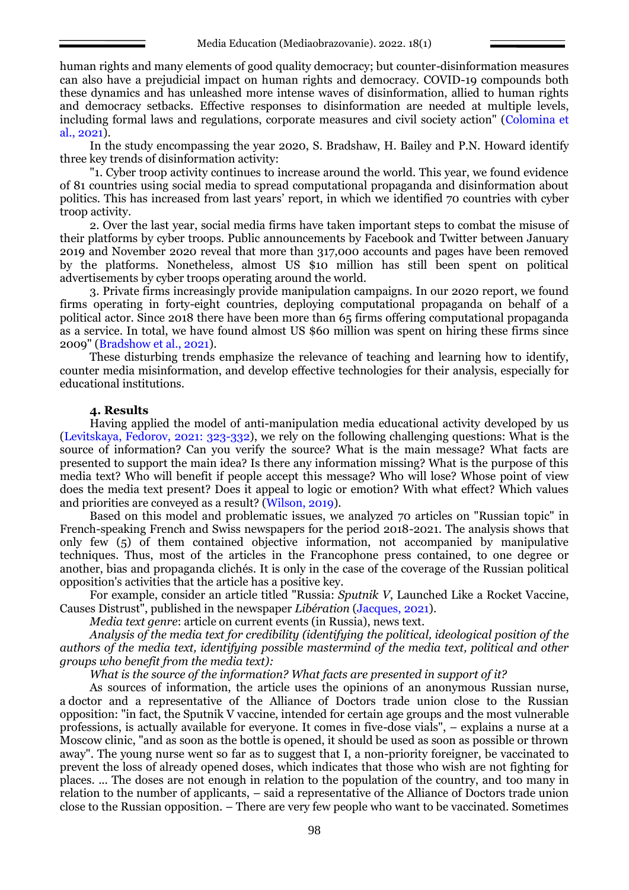human rights and many elements of good quality democracy; but counter-disinformation measures can also have a prejudicial impact on human rights and democracy. COVID-19 compounds both these dynamics and has unleashed more intense waves of disinformation, allied to human rights and democracy setbacks. Effective responses to disinformation are needed at multiple levels, including formal laws and regulations, corporate measures and civil society action" (Colomina et al., 2021).

In the study encompassing the year 2020, S. Bradshaw, H. Bailey and P.N. Howard identify three key trends of disinformation activity:

"1. Cyber troop activity continues to increase around the world. This year, we found evidence of 81 countries using social media to spread computational propaganda and disinformation about politics. This has increased from last years' report, in which we identified 70 countries with cyber troop activity.

2. Over the last year, social media firms have taken important steps to combat the misuse of their platforms by cyber troops. Public announcements by Facebook and Twitter between January 2019 and November 2020 reveal that more than 317,000 accounts and pages have been removed by the platforms. Nonetheless, almost US $10 million has still been spent on political advertisements by cyber troops operating around the world.

3. Private firms increasingly provide manipulation campaigns. In our 2020 report, we found firms operating in forty-eight countries, deploying computational propaganda on behalf of a political actor. Since 2018 there have been more than 65 firms offering computational propaganda as a service. In total, we have found almost US $60 million was spent on hiring these firms since 2009" (Bradshow et al., 2021).

These disturbing trends emphasize the relevance of teaching and learning how to identify, counter media misinformation, and develop effective technologies for their analysis, especially for educational institutions.

## 4. Results

Having applied the model of anti-manipulation media educational activity developed by us (Levitskaya, Fedorov, 2021: 323-332), we rely on the following challenging questions: What is the source of information? Can you verify the source? What is the main message? What facts are presented to support the main idea? Is there any information missing? What is the purpose of this media text? Who will benefit if people accept this message? Who will lose? Whose point of view does the media text present? Does it appeal to logic or emotion? With what effect? Which values and priorities are conveyed as a result? (Wilson, 2019).

Based on this model and problematic issues, we analyzed 70 articles on "Russian topic" in French-speaking French and Swiss newspapers for the period 2018-2021. The analysis shows that only few (5) of them contained objective information, not accompanied by manipulative techniques. Thus, most of the articles in the Francophone press contained, to one degree or another, bias and propaganda clichés. It is only in the case of the coverage of the Russian political opposition's activities that the article has a positive key.

For example, consider an article titled "Russia: *Sputnik V*, Launched Like a Rocket Vaccine, Causes Distrust", published in the newspaper *Libération* (Jacques, 2021).

*Media text genre*: article on current events (in Russia), news text.

*Analysis of the media text for credibility (identifying the political, ideological position of the authors of the media text, identifying possible mastermind of the media text, political and other groups who benefit from the media text):*

*What is the source of the information? What facts are presented in support of it?*

As sources of information, the article uses the opinions of an anonymous Russian nurse, a doctor and a representative of the Alliance of Doctors trade union close to the Russian opposition: "in fact, the Sputnik V vaccine, intended for certain age groups and the most vulnerable professions, is actually available for everyone. It comes in five-dose vials", – explains a nurse at a Moscow clinic, "and as soon as the bottle is opened, it should be used as soon as possible or thrown away". The young nurse went so far as to suggest that I, a non-priority foreigner, be vaccinated to prevent the loss of already opened doses, which indicates that those who wish are not fighting for places. … The doses are not enough in relation to the population of the country, and too many in relation to the number of applicants, – said a representative of the Alliance of Doctors trade union close to the Russian opposition. – There are very few people who want to be vaccinated. Sometimes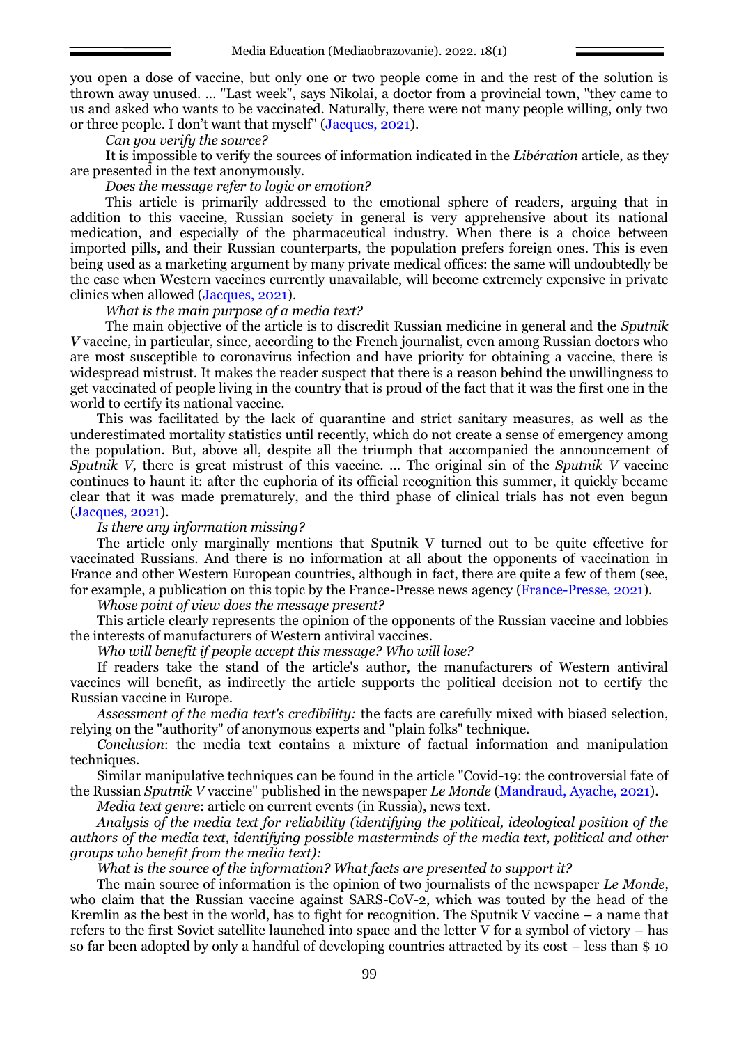you open a dose of vaccine, but only one or two people come in and the rest of the solution is thrown away unused. … "Last week", says Nikolai, a doctor from a provincial town, "they came to us and asked who wants to be vaccinated. Naturally, there were not many people willing, only two or three people. I don't want that myself" (Jacques, 2021).

*Can you verify the source?*

It is impossible to verify the sources of information indicated in the *Libération* article, as they are presented in the text anonymously.

*Does the message refer to logic or emotion?*

This article is primarily addressed to the emotional sphere of readers, arguing that in addition to this vaccine, Russian society in general is very apprehensive about its national medication, and especially of the pharmaceutical industry. When there is a choice between imported pills, and their Russian counterparts, the population prefers foreign ones. This is even being used as a marketing argument by many private medical offices: the same will undoubtedly be the case when Western vaccines currently unavailable, will become extremely expensive in private clinics when allowed (Jacques, 2021).

*What is the main purpose of a media text?*

The main objective of the article is to discredit Russian medicine in general and the *Sputnik V* vaccine, in particular, since, according to the French journalist, even among Russian doctors who are most susceptible to coronavirus infection and have priority for obtaining a vaccine, there is widespread mistrust. It makes the reader suspect that there is a reason behind the unwillingness to get vaccinated of people living in the country that is proud of the fact that it was the first one in the world to certify its national vaccine.

This was facilitated by the lack of quarantine and strict sanitary measures, as well as the underestimated mortality statistics until recently, which do not create a sense of emergency among the population. But, above all, despite all the triumph that accompanied the announcement of *Sputnik V*, there is great mistrust of this vaccine. … The original sin of the *Sputnik V* vaccine continues to haunt it: after the euphoria of its official recognition this summer, it quickly became clear that it was made prematurely, and the third phase of clinical trials has not even begun (Jacques, 2021).

*Is there any information missing?*

The article only marginally mentions that Sputnik V turned out to be quite effective for vaccinated Russians. And there is no information at all about the opponents of vaccination in France and other Western European countries, although in fact, there are quite a few of them (see, for example, a publication on this topic by the France-Presse news agency (France-Presse, 2021).

*Whose point of view does the message present?*

This article clearly represents the opinion of the opponents of the Russian vaccine and lobbies the interests of manufacturers of Western antiviral vaccines.

*Who will benefit if people accept this message? Who will lose?*

If readers take the stand of the article's author, the manufacturers of Western antiviral vaccines will benefit, as indirectly the article supports the political decision not to certify the Russian vaccine in Europe.

*Assessment of the media text's credibility:* the facts are carefully mixed with biased selection, relying on the "authority" of anonymous experts and "plain folks" technique.

*Conclusion*: the media text contains a mixture of factual information and manipulation techniques.

Similar manipulative techniques can be found in the article "Covid-19: the controversial fate of the Russian *Sputnik V* vaccine" published in the newspaper *Le Monde* (Mandraud, Ayache, 2021).

*Media text genre*: article on current events (in Russia), news text.

*Analysis of the media text for reliability (identifying the political, ideological position of the authors of the media text, identifying possible masterminds of the media text, political and other groups who benefit from the media text):*

*What is the source of the information? What facts are presented to support it?*

The main source of information is the opinion of two journalists of the newspaper *Le Monde*, who claim that the Russian vaccine against SARS-CoV-2, which was touted by the head of the Kremlin as the best in the world, has to fight for recognition. The Sputnik V vaccine – a name that refers to the first Soviet satellite launched into space and the letter V for a symbol of victory – has so far been adopted by only a handful of developing countries attracted by its cost – less than $ 10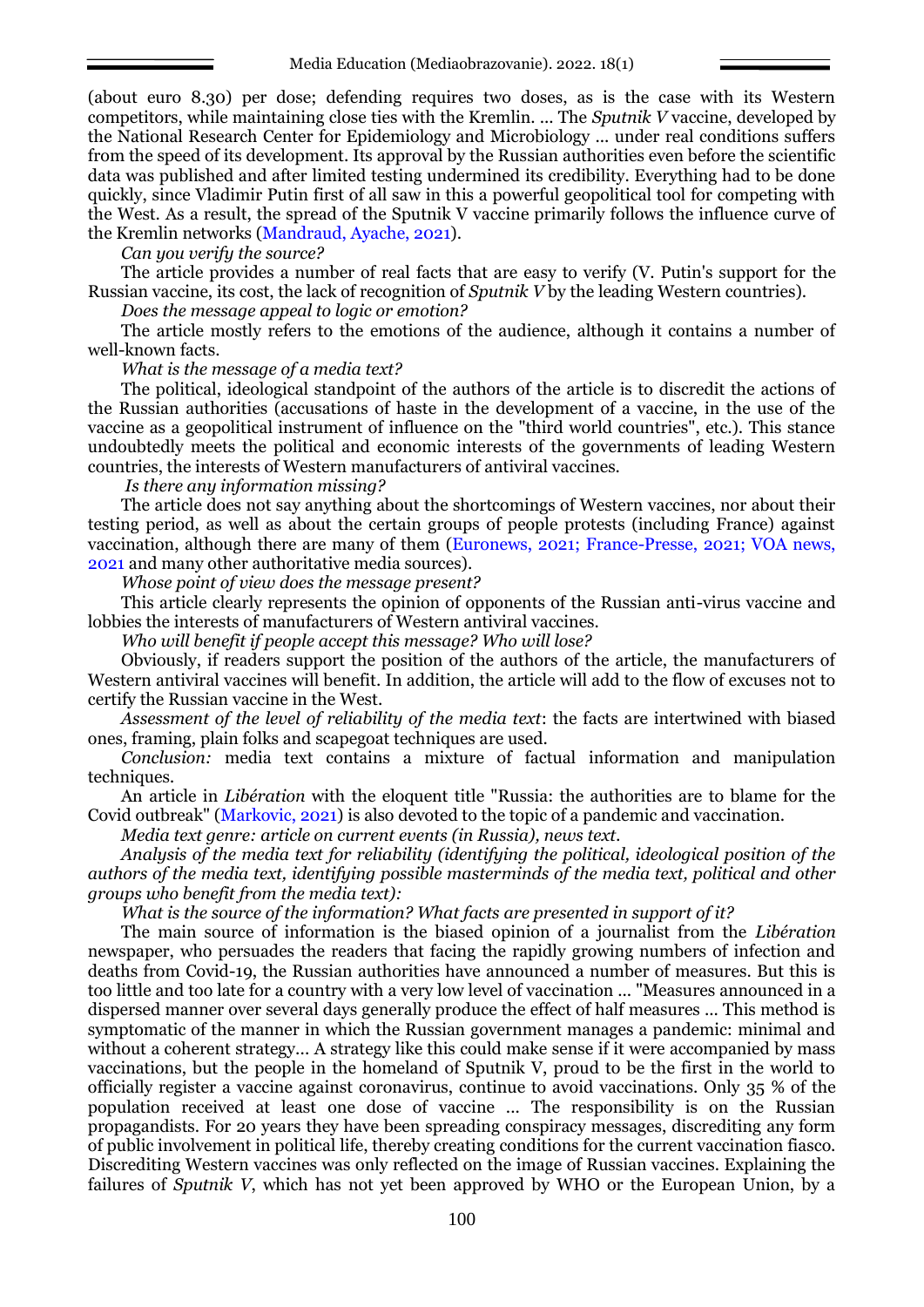(about euro 8.30) per dose; defending requires two doses, as is the case with its Western competitors, while maintaining close ties with the Kremlin. … The *Sputnik V* vaccine, developed by the National Research Center for Epidemiology and Microbiology … under real conditions suffers from the speed of its development. Its approval by the Russian authorities even before the scientific data was published and after limited testing undermined its credibility. Everything had to be done quickly, since Vladimir Putin first of all saw in this a powerful geopolitical tool for competing with the West. As a result, the spread of the Sputnik V vaccine primarily follows the influence curve of the Kremlin networks (Mandraud, Ayache, 2021).

*Can you verify the source?*

The article provides a number of real facts that are easy to verify (V. Putin's support for the Russian vaccine, its cost, the lack of recognition of *Sputnik V* by the leading Western countries).

*Does the message appeal to logic or emotion?*

The article mostly refers to the emotions of the audience, although it contains a number of well-known facts.

*What is the message of a media text?*

The political, ideological standpoint of the authors of the article is to discredit the actions of the Russian authorities (accusations of haste in the development of a vaccine, in the use of the vaccine as a geopolitical instrument of influence on the "third world countries", etc.). This stance undoubtedly meets the political and economic interests of the governments of leading Western countries, the interests of Western manufacturers of antiviral vaccines.

*Is there any information missing?*

The article does not say anything about the shortcomings of Western vaccines, nor about their testing period, as well as about the certain groups of people protests (including France) against vaccination, although there are many of them (Euronews, 2021; France-Presse, 2021; VOA news, 2021 and many other authoritative media sources).

*Whose point of view does the message present?*

This article clearly represents the opinion of opponents of the Russian anti-virus vaccine and lobbies the interests of manufacturers of Western antiviral vaccines.

*Who will benefit if people accept this message? Who will lose?*

Obviously, if readers support the position of the authors of the article, the manufacturers of Western antiviral vaccines will benefit. In addition, the article will add to the flow of excuses not to certify the Russian vaccine in the West.

*Assessment of the level of reliability of the media text*: the facts are intertwined with biased ones, framing, plain folks and scapegoat techniques are used.

*Conclusion:* media text contains a mixture of factual information and manipulation techniques.

An article in *Libération* with the eloquent title "Russia: the authorities are to blame for the Covid outbreak" (Markovic, 2021) is also devoted to the topic of a pandemic and vaccination.

*Media text genre: article on current events (in Russia), news text.*

*Analysis of the media text for reliability (identifying the political, ideological position of the authors of the media text, identifying possible masterminds of the media text, political and other groups who benefit from the media text):*

*What is the source of the information? What facts are presented in support of it?*

The main source of information is the biased opinion of a journalist from the *Libération* newspaper, who persuades the readers that facing the rapidly growing numbers of infection and deaths from Covid-19, the Russian authorities have announced a number of measures. But this is too little and too late for a country with a very low level of vaccination … "Measures announced in a dispersed manner over several days generally produce the effect of half measures … This method is symptomatic of the manner in which the Russian government manages a pandemic: minimal and without a coherent strategy… A strategy like this could make sense if it were accompanied by mass vaccinations, but the people in the homeland of Sputnik V, proud to be the first in the world to officially register a vaccine against coronavirus, continue to avoid vaccinations. Only 35 % of the population received at least one dose of vaccine … The responsibility is on the Russian propagandists. For 20 years they have been spreading conspiracy messages, discrediting any form of public involvement in political life, thereby creating conditions for the current vaccination fiasco. Discrediting Western vaccines was only reflected on the image of Russian vaccines. Explaining the failures of *Sputnik V*, which has not yet been approved by WHO or the European Union, by a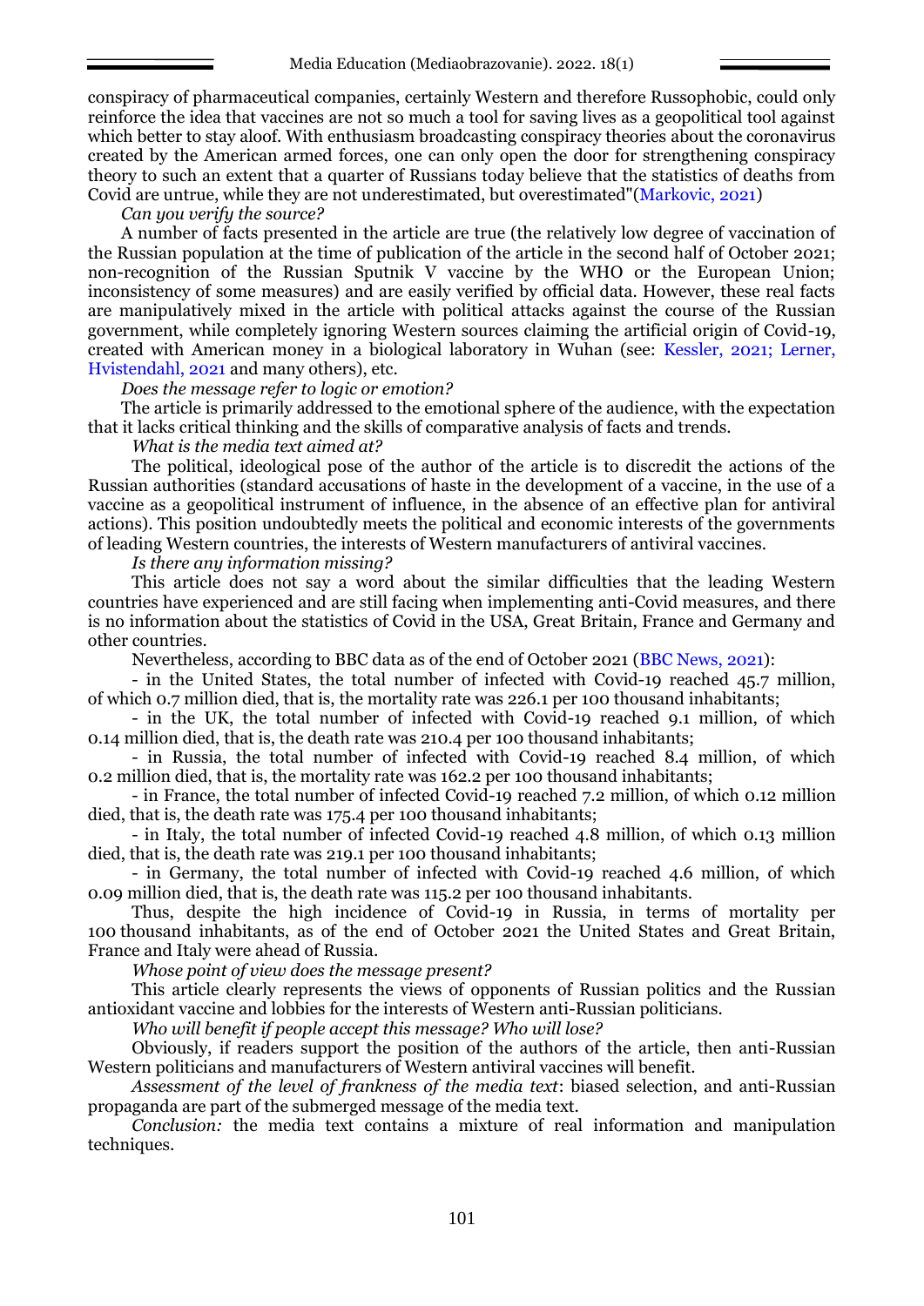conspiracy of pharmaceutical companies, certainly Western and therefore Russophobic, could only reinforce the idea that vaccines are not so much a tool for saving lives as a geopolitical tool against which better to stay aloof. With enthusiasm broadcasting conspiracy theories about the coronavirus created by the American armed forces, one can only open the door for strengthening conspiracy theory to such an extent that a quarter of Russians today believe that the statistics of deaths from Covid are untrue, while they are not underestimated, but overestimated"(Markovic, 2021)

*Can you verify the source?*

A number of facts presented in the article are true (the relatively low degree of vaccination of the Russian population at the time of publication of the article in the second half of October 2021; non-recognition of the Russian Sputnik V vaccine by the WHO or the European Union; inconsistency of some measures) and are easily verified by official data. However, these real facts are manipulatively mixed in the article with political attacks against the course of the Russian government, while completely ignoring Western sources claiming the artificial origin of Covid-19, created with American money in a biological laboratory in Wuhan (see: Kessler, 2021; Lerner, Hvistendahl, 2021 and many others), etc.

*Does the message refer to logic or emotion?*

The article is primarily addressed to the emotional sphere of the audience, with the expectation that it lacks critical thinking and the skills of comparative analysis of facts and trends.

*What is the media text aimed at?*

The political, ideological pose of the author of the article is to discredit the actions of the Russian authorities (standard accusations of haste in the development of a vaccine, in the use of a vaccine as a geopolitical instrument of influence, in the absence of an effective plan for antiviral actions). This position undoubtedly meets the political and economic interests of the governments of leading Western countries, the interests of Western manufacturers of antiviral vaccines.

*Is there any information missing?*

This article does not say a word about the similar difficulties that the leading Western countries have experienced and are still facing when implementing anti-Covid measures, and there is no information about the statistics of Covid in the USA, Great Britain, France and Germany and other countries.

Nevertheless, according to BBC data as of the end of October 2021 (BBC News, 2021):

- in the United States, the total number of infected with Covid-19 reached 45.7 million, of which 0.7 million died, that is, the mortality rate was 226.1 per 100 thousand inhabitants;
- in the UK, the total number of infected with Covid-19 reached 9.1 million, of which 0.14 million died, that is, the death rate was 210.4 per 100 thousand inhabitants;
- in Russia, the total number of infected with Covid-19 reached 8.4 million, of which 0.2 million died, that is, the mortality rate was 162.2 per 100 thousand inhabitants;
- in France, the total number of infected Covid-19 reached 7.2 million, of which 0.12 million died, that is, the death rate was 175.4 per 100 thousand inhabitants;
- in Italy, the total number of infected Covid-19 reached 4.8 million, of which 0.13 million died, that is, the death rate was 219.1 per 100 thousand inhabitants;
- in Germany, the total number of infected with Covid-19 reached 4.6 million, of which 0.09 million died, that is, the death rate was 115.2 per 100 thousand inhabitants.

Thus, despite the high incidence of Covid-19 in Russia, in terms of mortality per 100 thousand inhabitants, as of the end of October 2021 the United States and Great Britain, France and Italy were ahead of Russia.

*Whose point of view does the message present?*

This article clearly represents the views of opponents of Russian politics and the Russian antioxidant vaccine and lobbies for the interests of Western anti-Russian politicians.

*Who will benefit if people accept this message? Who will lose?*

Obviously, if readers support the position of the authors of the article, then anti-Russian Western politicians and manufacturers of Western antiviral vaccines will benefit.

*Assessment of the level of frankness of the media text*: biased selection, and anti-Russian propaganda are part of the submerged message of the media text.

*Conclusion:* the media text contains a mixture of real information and manipulation techniques.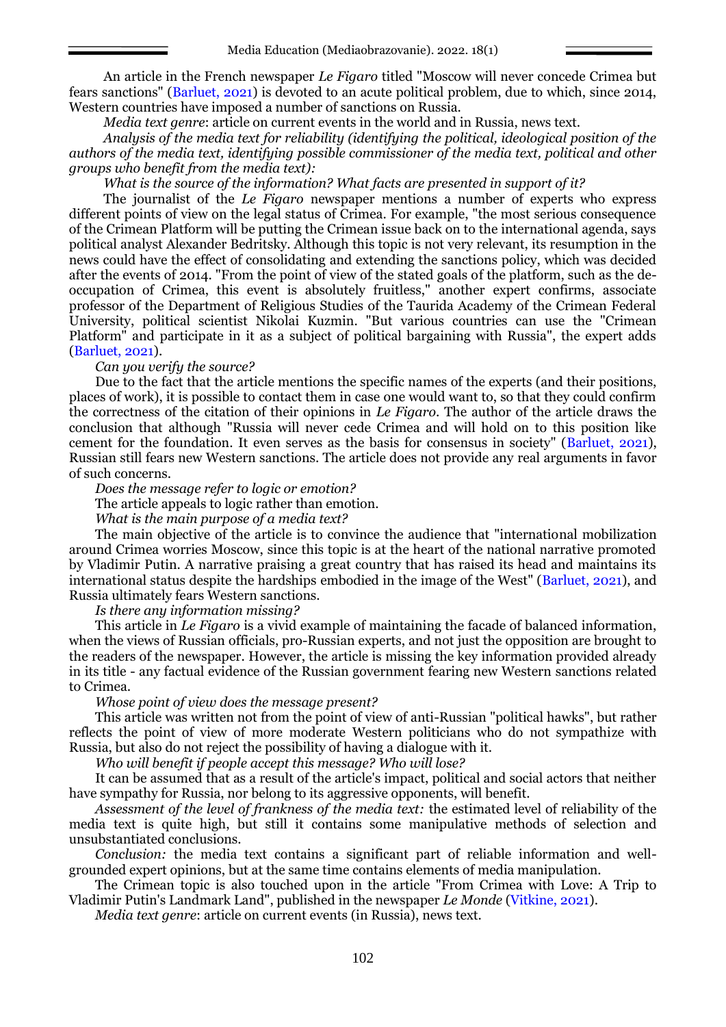An article in the French newspaper *Le Figaro* titled "Moscow will never concede Crimea but fears sanctions" (Barluet, 2021) is devoted to an acute political problem, due to which, since 2014, Western countries have imposed a number of sanctions on Russia.

*Media text genre*: article on current events in the world and in Russia, news text.

*Analysis of the media text for reliability (identifying the political, ideological position of the authors of the media text, identifying possible commissioner of the media text, political and other groups who benefit from the media text):*

*What is the source of the information? What facts are presented in support of it?*

The journalist of the *Le Figaro* newspaper mentions a number of experts who express different points of view on the legal status of Crimea. For example, "the most serious consequence of the Crimean Platform will be putting the Crimean issue back on to the international agenda, says political analyst Alexander Bedritsky. Although this topic is not very relevant, its resumption in the news could have the effect of consolidating and extending the sanctions policy, which was decided after the events of 2014. "From the point of view of the stated goals of the platform, such as the de-occupation of Crimea, this event is absolutely fruitless," another expert confirms, associate professor of the Department of Religious Studies of the Taurida Academy of the Crimean Federal University, political scientist Nikolai Kuzmin. "But various countries can use the "Crimean Platform" and participate in it as a subject of political bargaining with Russia", the expert adds (Barluet, 2021).

*Can you verify the source?*

Due to the fact that the article mentions the specific names of the experts (and their positions, places of work), it is possible to contact them in case one would want to, so that they could confirm the correctness of the citation of their opinions in *Le Figaro*. The author of the article draws the conclusion that although "Russia will never cede Crimea and will hold on to this position like cement for the foundation. It even serves as the basis for consensus in society" (Barluet, 2021), Russian still fears new Western sanctions. The article does not provide any real arguments in favor of such concerns.

*Does the message refer to logic or emotion?*

The article appeals to logic rather than emotion.

*What is the main purpose of a media text?*

The main objective of the article is to convince the audience that "international mobilization around Crimea worries Moscow, since this topic is at the heart of the national narrative promoted by Vladimir Putin. A narrative praising a great country that has raised its head and maintains its international status despite the hardships embodied in the image of the West" (Barluet, 2021), and Russia ultimately fears Western sanctions.

*Is there any information missing?*

This article in *Le Figaro* is a vivid example of maintaining the facade of balanced information, when the views of Russian officials, pro-Russian experts, and not just the opposition are brought to the readers of the newspaper. However, the article is missing the key information provided already in its title - any factual evidence of the Russian government fearing new Western sanctions related to Crimea.

*Whose point of view does the message present?*

This article was written not from the point of view of anti-Russian "political hawks", but rather reflects the point of view of more moderate Western politicians who do not sympathize with Russia, but also do not reject the possibility of having a dialogue with it.

*Who will benefit if people accept this message? Who will lose?*

It can be assumed that as a result of the article's impact, political and social actors that neither have sympathy for Russia, nor belong to its aggressive opponents, will benefit.

*Assessment of the level of frankness of the media text:* the estimated level of reliability of the media text is quite high, but still it contains some manipulative methods of selection and unsubstantiated conclusions.

*Conclusion:* the media text contains a significant part of reliable information and well-grounded expert opinions, but at the same time contains elements of media manipulation.

The Crimean topic is also touched upon in the article "From Crimea with Love: A Trip to Vladimir Putin's Landmark Land", published in the newspaper *Le Monde* (Vitkine, 2021).

*Media text genre*: article on current events (in Russia), news text.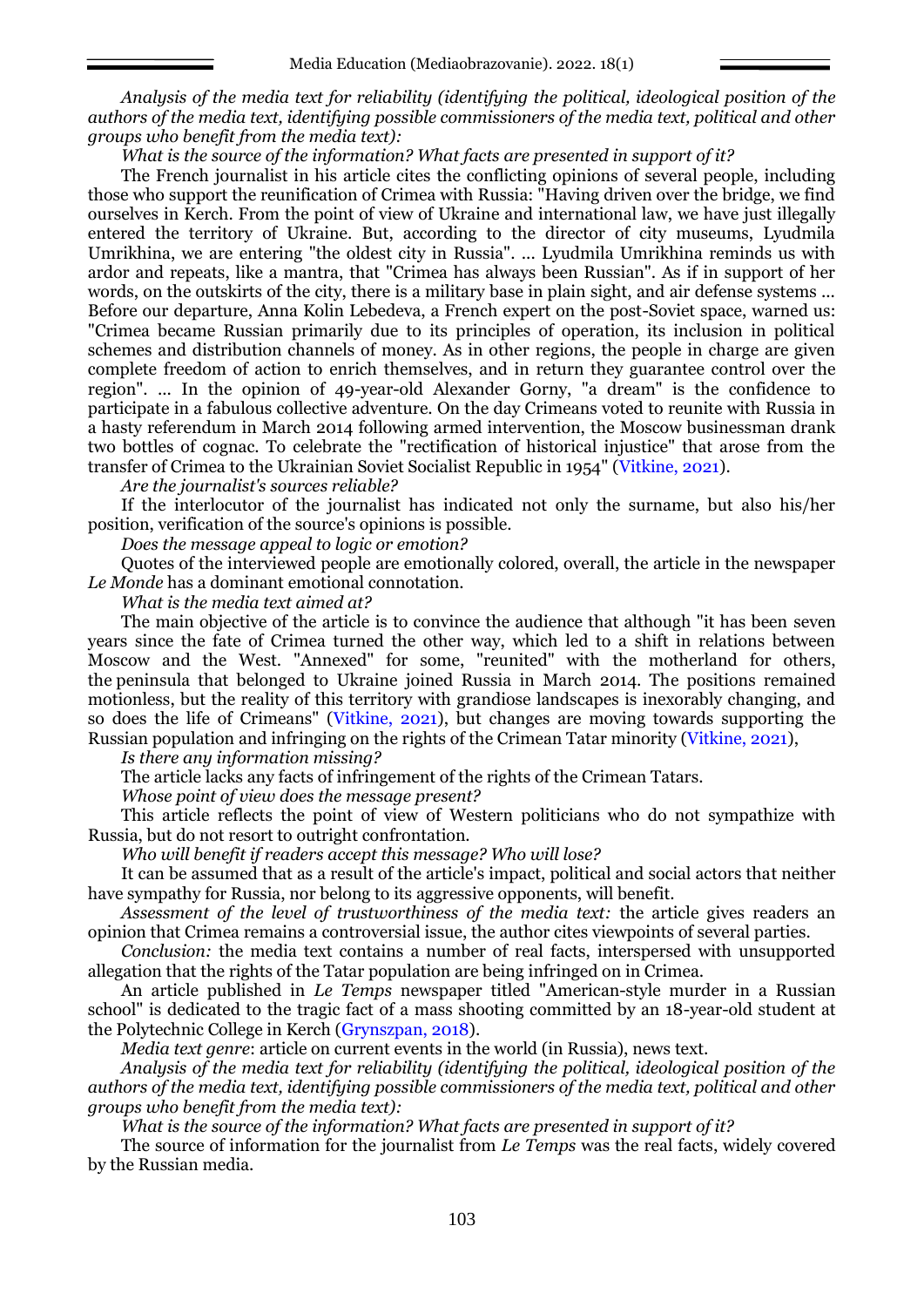*Analysis of the media text for reliability (identifying the political, ideological position of the authors of the media text, identifying possible commissioners of the media text, political and other groups who benefit from the media text):*

*What is the source of the information? What facts are presented in support of it?*

The French journalist in his article cites the conflicting opinions of several people, including those who support the reunification of Crimea with Russia: "Having driven over the bridge, we find ourselves in Kerch. From the point of view of Ukraine and international law, we have just illegally entered the territory of Ukraine. But, according to the director of city museums, Lyudmila Umrikhina, we are entering "the oldest city in Russia". ... Lyudmila Umrikhina reminds us with ardor and repeats, like a mantra, that "Crimea has always been Russian". As if in support of her words, on the outskirts of the city, there is a military base in plain sight, and air defense systems ... Before our departure, Anna Kolin Lebedeva, a French expert on the post-Soviet space, warned us: "Crimea became Russian primarily due to its principles of operation, its inclusion in political schemes and distribution channels of money. As in other regions, the people in charge are given complete freedom of action to enrich themselves, and in return they guarantee control over the region". ... In the opinion of 49-year-old Alexander Gorny, "a dream" is the confidence to participate in a fabulous collective adventure. On the day Crimeans voted to reunite with Russia in a hasty referendum in March 2014 following armed intervention, the Moscow businessman drank two bottles of cognac. To celebrate the "rectification of historical injustice" that arose from the transfer of Crimea to the Ukrainian Soviet Socialist Republic in 1954" (Vitkine, 2021).

*Are the journalist's sources reliable?*

If the interlocutor of the journalist has indicated not only the surname, but also his/her position, verification of the source's opinions is possible.

*Does the message appeal to logic or emotion?*

Quotes of the interviewed people are emotionally colored, overall, the article in the newspaper *Le Monde* has a dominant emotional connotation.

*What is the media text aimed at?*

The main objective of the article is to convince the audience that although "it has been seven years since the fate of Crimea turned the other way, which led to a shift in relations between Moscow and the West. "Annexed" for some, "reunited" with the motherland for others, the peninsula that belonged to Ukraine joined Russia in March 2014. The positions remained motionless, but the reality of this territory with grandiose landscapes is inexorably changing, and so does the life of Crimeans" (Vitkine, 2021), but changes are moving towards supporting the Russian population and infringing on the rights of the Crimean Tatar minority (Vitkine, 2021),

*Is there any information missing?*

The article lacks any facts of infringement of the rights of the Crimean Tatars.

*Whose point of view does the message present?*

This article reflects the point of view of Western politicians who do not sympathize with Russia, but do not resort to outright confrontation.

*Who will benefit if readers accept this message? Who will lose?*

It can be assumed that as a result of the article's impact, political and social actors that neither have sympathy for Russia, nor belong to its aggressive opponents, will benefit.

*Assessment of the level of trustworthiness of the media text:* the article gives readers an opinion that Crimea remains a controversial issue, the author cites viewpoints of several parties.

*Conclusion:* the media text contains a number of real facts, interspersed with unsupported allegation that the rights of the Tatar population are being infringed on in Crimea.

An article published in *Le Temps* newspaper titled "American-style murder in a Russian school" is dedicated to the tragic fact of a mass shooting committed by an 18-year-old student at the Polytechnic College in Kerch (Grynszpan, 2018).

*Media text genre*: article on current events in the world (in Russia), news text.

*Analysis of the media text for reliability (identifying the political, ideological position of the authors of the media text, identifying possible commissioners of the media text, political and other groups who benefit from the media text):*

*What is the source of the information? What facts are presented in support of it?*

The source of information for the journalist from *Le Temps* was the real facts, widely covered by the Russian media.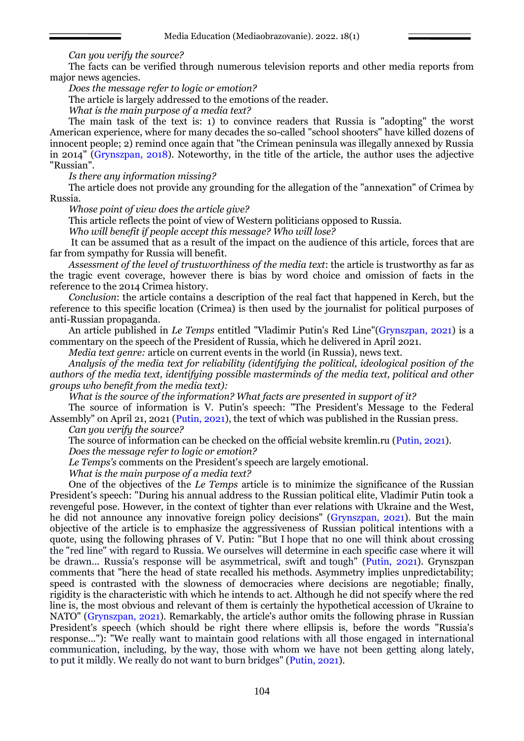*Can you verify the source?*

The facts can be verified through numerous television reports and other media reports from major news agencies.

*Does the message refer to logic or emotion?*

The article is largely addressed to the emotions of the reader.

*What is the main purpose of a media text?*

The main task of the text is: 1) to convince readers that Russia is "adopting" the worst American experience, where for many decades the so-called "school shooters" have killed dozens of innocent people; 2) remind once again that "the Crimean peninsula was illegally annexed by Russia in 2014" (Grynszpan, 2018). Noteworthy, in the title of the article, the author uses the adjective "Russian".

*Is there any information missing?*

The article does not provide any grounding for the allegation of the "annexation" of Crimea by Russia.

*Whose point of view does the article give?*

This article reflects the point of view of Western politicians opposed to Russia.

*Who will benefit if people accept this message? Who will lose?*

It can be assumed that as a result of the impact on the audience of this article, forces that are far from sympathy for Russia will benefit.

*Assessment of the level of trustworthiness of the media text*: the article is trustworthy as far as the tragic event coverage, however there is bias by word choice and omission of facts in the reference to the 2014 Crimea history.

*Conclusion*: the article contains a description of the real fact that happened in Kerch, but the reference to this specific location (Crimea) is then used by the journalist for political purposes of anti-Russian propaganda.

An article published in *Le Temps* entitled "Vladimir Putin's Red Line"(Grynszpan, 2021) is a commentary on the speech of the President of Russia, which he delivered in April 2021.

*Media text genre:* article on current events in the world (in Russia), news text.

*Analysis of the media text for reliability (identifying the political, ideological position of the authors of the media text, identifying possible masterminds of the media text, political and other groups who benefit from the media text):*

*What is the source of the information? What facts are presented in support of it?*

The source of information is V. Putin's speech: "The President's Message to the Federal Assembly" on April 21, 2021 (Putin, 2021), the text of which was published in the Russian press.

*Can you verify the source?*

The source of information can be checked on the official website kremlin.ru (Putin, 2021).

*Does the message refer to logic or emotion?*

*Le Temps's* comments on the President's speech are largely emotional.

*What is the main purpose of a media text?*

One of the objectives of the *Le Temps* article is to minimize the significance of the Russian President's speech: "During his annual address to the Russian political elite, Vladimir Putin took a revengeful pose. However, in the context of tighter than ever relations with Ukraine and the West, he did not announce any innovative foreign policy decisions" (Grynszpan, 2021). But the main objective of the article is to emphasize the aggressiveness of Russian political intentions with a quote, using the following phrases of V. Putin: "But I hope that no one will think about crossing the "red line" with regard to Russia. We ourselves will determine in each specific case where it will be drawn... Russia's response will be asymmetrical, swift and tough" (Putin, 2021). Grynszpan comments that "here the head of state recalled his methods. Asymmetry implies unpredictability; speed is contrasted with the slowness of democracies where decisions are negotiable; finally, rigidity is the characteristic with which he intends to act. Although he did not specify where the red line is, the most obvious and relevant of them is certainly the hypothetical accession of Ukraine to NATO" (Grynszpan, 2021). Remarkably, the article's author omits the following phrase in Russian President's speech (which should be right there where ellipsis is, before the words "Russia's response..."): "We really want to maintain good relations with all those engaged in international communication, including, by the way, those with whom we have not been getting along lately, to put it mildly. We really do not want to burn bridges" (Putin, 2021).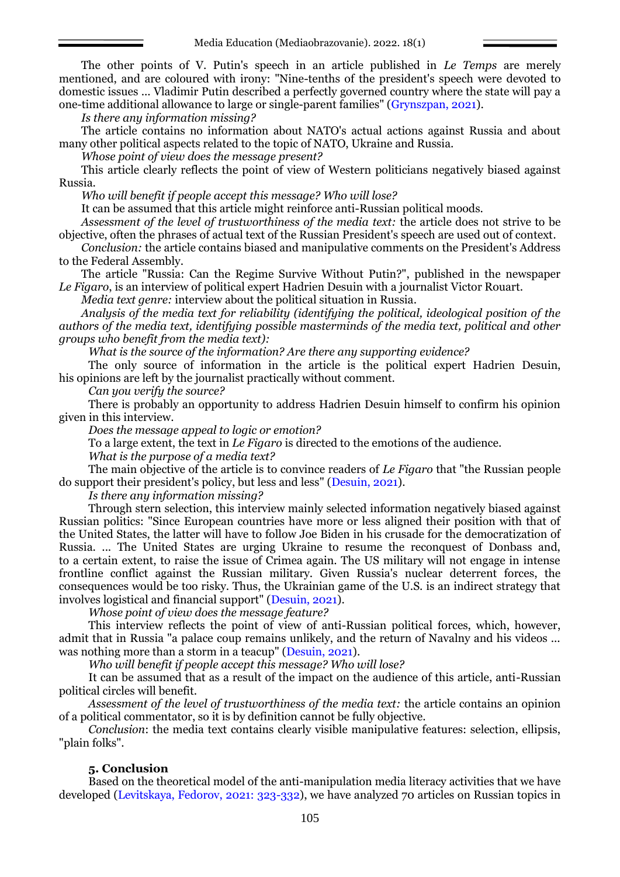The other points of V. Putin's speech in an article published in *Le Temps* are merely mentioned, and are coloured with irony: "Nine-tenths of the president's speech were devoted to domestic issues … Vladimir Putin described a perfectly governed country where the state will pay a one-time additional allowance to large or single-parent families" (Grynszpan, 2021).

*Is there any information missing?*

The article contains no information about NATO's actual actions against Russia and about many other political aspects related to the topic of NATO, Ukraine and Russia.

*Whose point of view does the message present?*

This article clearly reflects the point of view of Western politicians negatively biased against Russia.

*Who will benefit if people accept this message? Who will lose?*

It can be assumed that this article might reinforce anti-Russian political moods.

*Assessment of the level of trustworthiness of the media text:* the article does not strive to be objective, often the phrases of actual text of the Russian President's speech are used out of context.

*Conclusion:* the article contains biased and manipulative comments on the President's Address to the Federal Assembly.

The article "Russia: Can the Regime Survive Without Putin?", published in the newspaper *Le Figaro*, is an interview of political expert Hadrien Desuin with a journalist Victor Rouart.

*Media text genre:* interview about the political situation in Russia.

*Analysis of the media text for reliability (identifying the political, ideological position of the authors of the media text, identifying possible masterminds of the media text, political and other groups who benefit from the media text):*

*What is the source of the information? Are there any supporting evidence?*

The only source of information in the article is the political expert Hadrien Desuin, his opinions are left by the journalist practically without comment.

*Can you verify the source?*

There is probably an opportunity to address Hadrien Desuin himself to confirm his opinion given in this interview.

*Does the message appeal to logic or emotion?*

To a large extent, the text in *Le Figaro* is directed to the emotions of the audience.

*What is the purpose of a media text?*

The main objective of the article is to convince readers of *Le Figaro* that "the Russian people do support their president's policy, but less and less" (Desuin, 2021).

*Is there any information missing?*

Through stern selection, this interview mainly selected information negatively biased against Russian politics: "Since European countries have more or less aligned their position with that of the United States, the latter will have to follow Joe Biden in his crusade for the democratization of Russia. … The United States are urging Ukraine to resume the reconquest of Donbass and, to a certain extent, to raise the issue of Crimea again. The US military will not engage in intense frontline conflict against the Russian military. Given Russia's nuclear deterrent forces, the consequences would be too risky. Thus, the Ukrainian game of the U.S. is an indirect strategy that involves logistical and financial support" (Desuin, 2021).

*Whose point of view does the message feature?*

This interview reflects the point of view of anti-Russian political forces, which, however, admit that in Russia "a palace coup remains unlikely, and the return of Navalny and his videos … was nothing more than a storm in a teacup" (Desuin, 2021).

*Who will benefit if people accept this message? Who will lose?*

It can be assumed that as a result of the impact on the audience of this article, anti-Russian political circles will benefit.

*Assessment of the level of trustworthiness of the media text:* the article contains an opinion of a political commentator, so it is by definition cannot be fully objective.

*Conclusion*: the media text contains clearly visible manipulative features: selection, ellipsis, "plain folks".

## 5. Conclusion

Based on the theoretical model of the anti-manipulation media literacy activities that we have developed (Levitskaya, Fedorov, 2021: 323-332), we have analyzed 70 articles on Russian topics in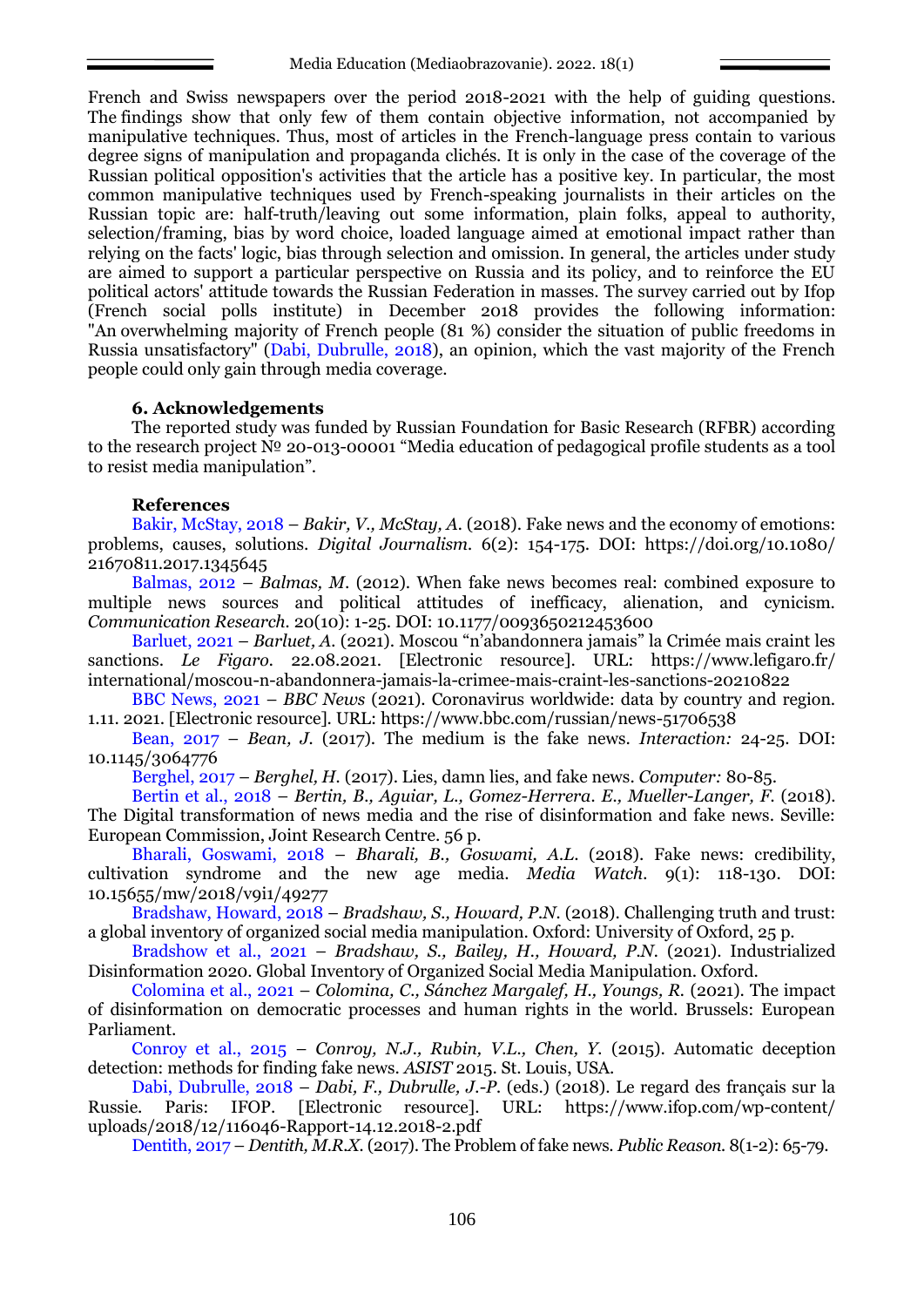French and Swiss newspapers over the period 2018-2021 with the help of guiding questions. The findings show that only few of them contain objective information, not accompanied by manipulative techniques. Thus, most of articles in the French-language press contain to various degree signs of manipulation and propaganda clichés. It is only in the case of the coverage of the Russian political opposition's activities that the article has a positive key. In particular, the most common manipulative techniques used by French-speaking journalists in their articles on the Russian topic are: half-truth/leaving out some information, plain folks, appeal to authority, selection/framing, bias by word choice, loaded language aimed at emotional impact rather than relying on the facts' logic, bias through selection and omission. In general, the articles under study are aimed to support a particular perspective on Russia and its policy, and to reinforce the EU political actors' attitude towards the Russian Federation in masses. The survey carried out by Ifop (French social polls institute) in December 2018 provides the following information: "An overwhelming majority of French people (81 %) consider the situation of public freedoms in Russia unsatisfactory" (Dabi, Dubrulle, 2018), an opinion, which the vast majority of the French people could only gain through media coverage.

### 6. Acknowledgements

The reported study was funded by Russian Foundation for Basic Research (RFBR) according to the research project № 20-013-00001 "Media education of pedagogical profile students as a tool to resist media manipulation".

### References

Bakir, McStay, 2018 – *Bakir, V., McStay, A.* (2018). Fake news and the economy of emotions: problems, causes, solutions. *Digital Journalism*. 6(2): 154-175. DOI: https://doi.org/10.1080/21670811.2017.1345645

Balmas, 2012 – *Balmas, M.* (2012). When fake news becomes real: combined exposure to multiple news sources and political attitudes of inefficacy, alienation, and cynicism. *Communication Research*. 20(10): 1-25. DOI: 10.1177/0093650212453600

Barluet, 2021 – *Barluet, A.* (2021). Moscou "n'abandonnera jamais" la Crimée mais craint les sanctions. *Le Figaro*. 22.08.2021. [Electronic resource]. URL: https://www.lefigaro.fr/international/moscou-n-abandonnera-jamais-la-crimee-mais-craint-les-sanctions-20210822

BBC News, 2021 – *BBC News* (2021). Coronavirus worldwide: data by country and region. 1.11. 2021. [Electronic resource]. URL: https://www.bbc.com/russian/news-51706538

Bean, 2017 – *Bean, J.* (2017). The medium is the fake news. *Interaction:* 24-25. DOI: 10.1145/3064776

Berghel, 2017 – *Berghel, H.* (2017). Lies, damn lies, and fake news. *Computer:* 80-85.

Bertin et al., 2018 – *Bertin, B., Aguiar, L., Gomez-Herrera. E., Mueller-Langer, F.* (2018). The Digital transformation of news media and the rise of disinformation and fake news. Seville: European Commission, Joint Research Centre. 56 p.

Bharali, Goswami, 2018 – *Bharali, B., Goswami, A.L.* (2018). Fake news: credibility, cultivation syndrome and the new age media. *Media Watch*. 9(1): 118-130. DOI: 10.15655/mw/2018/v9i1/49277

Bradshaw, Howard, 2018 – *Bradshaw, S., Howard, P.N.* (2018). Challenging truth and trust: a global inventory of organized social media manipulation. Oxford: University of Oxford, 25 p.

Bradshow et al., 2021 – *Bradshaw, S., Bailey, H., Howard, P.N.* (2021). Industrialized Disinformation 2020. Global Inventory of Organized Social Media Manipulation. Oxford.

Colomina et al., 2021 – *Colomina, C., Sánchez Margalef, H., Youngs, R.* (2021). The impact of disinformation on democratic processes and human rights in the world. Brussels: European Parliament.

Conroy et al., 2015 – *Conroy, N.J., Rubin, V.L., Chen, Y.* (2015). Automatic deception detection: methods for finding fake news. *ASIST* 2015. St. Louis, USA.

Dabi, Dubrulle, 2018 – *Dabi, F., Dubrulle, J.-P.* (eds.) (2018). Le regard des français sur la Russie. Paris: IFOP. [Electronic resource]. URL: https://www.ifop.com/wp-content/uploads/2018/12/116046-Rapport-14.12.2018-2.pdf

Dentith, 2017 – *Dentith, M.R.X.* (2017). The Problem of fake news. *Public Reason*. 8(1-2): 65-79.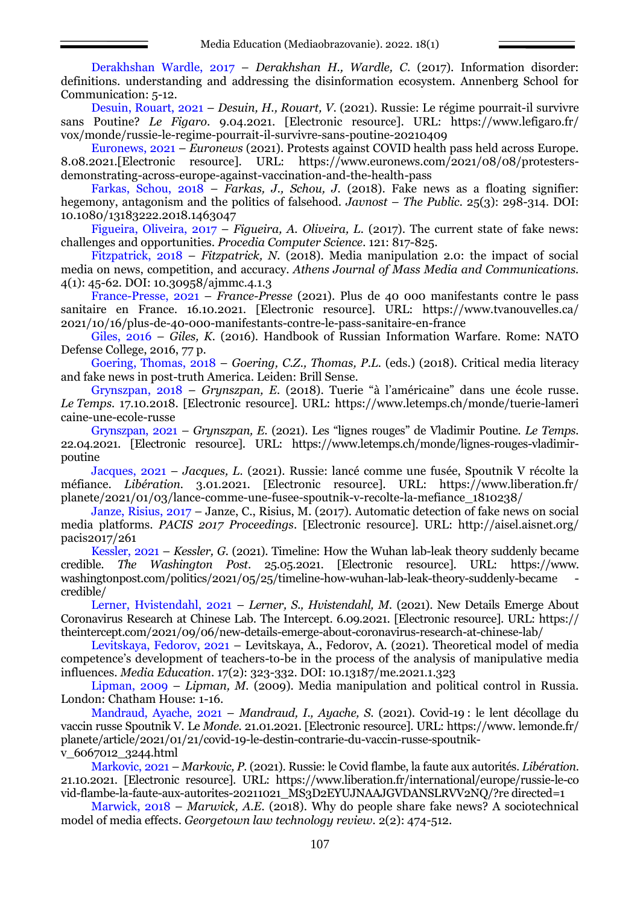Derakhshan Wardle, 2017 – *Derakhshan H., Wardle, C.* (2017). Information disorder: definitions. understanding and addressing the disinformation ecosystem. Annenberg School for Communication: 5-12.

Desuin, Rouart, 2021 – *Desuin, H., Rouart, V.* (2021). Russie: Le régime pourrait-il survivre sans Poutine? *Le Figaro*. 9.04.2021. [Electronic resource]. URL: https://www.lefigaro.fr/vox/monde/russie-le-regime-pourrait-il-survivre-sans-poutine-20210409

Euronews, 2021 – *Euronews* (2021). Protests against COVID health pass held across Europe. 8.08.2021.[Electronic resource]. URL: https://www.euronews.com/2021/08/08/protesters-demonstrating-across-europe-against-vaccination-and-the-health-pass

Farkas, Schou, 2018 – *Farkas, J., Schou, J.* (2018). Fake news as a floating signifier: hegemony, antagonism and the politics of falsehood. *Javnost – The Public*. 25(3): 298-314. DOI: 10.1080/13183222.2018.1463047

Figueira, Oliveira, 2017 – *Figueira, A. Oliveira, L.* (2017). The current state of fake news: challenges and opportunities. *Procedia Computer Science*. 121: 817-825.

Fitzpatrick, 2018 – *Fitzpatrick, N.* (2018). Media manipulation 2.0: the impact of social media on news, competition, and accuracy. *Athens Journal of Mass Media and Communications*. 4(1): 45-62. DOI: 10.30958/ajmmc.4.1.3

France-Presse, 2021 – *France-Presse* (2021). Plus de 40 000 manifestants contre le pass sanitaire en France. 16.10.2021. [Electronic resource]. URL: https://www.tvanouvelles.ca/2021/10/16/plus-de-40-000-manifestants-contre-le-pass-sanitaire-en-france

Giles, 2016 – *Giles, K.* (2016). Handbook of Russian Information Warfare. Rome: NATO Defense College, 2016, 77 p.

Goering, Thomas, 2018 – *Goering, C.Z., Thomas, P.L.* (eds.) (2018). Critical media literacy and fake news in post-truth America. Leiden: Brill Sense.

Grynszpan, 2018 – *Grynszpan, E.* (2018). Tuerie "à l'américaine" dans une école russe. *Le Temps*. 17.10.2018. [Electronic resource]. URL: https://www.letemps.ch/monde/tuerie-lamericaine-une-ecole-russe

Grynszpan, 2021 – *Grynszpan, E.* (2021). Les "lignes rouges" de Vladimir Poutine. *Le Temps*. 22.04.2021. [Electronic resource]. URL: https://www.letemps.ch/monde/lignes-rouges-vladimir-poutine

Jacques, 2021 – *Jacques, L.* (2021). Russie: lancé comme une fusée, Spoutnik V récolte la méfiance. *Libération*. 3.01.2021. [Electronic resource]. URL: https://www.liberation.fr/planete/2021/01/03/lance-comme-une-fusee-spoutnik-v-recolte-la-mefiance_1810238/

Janze, Risius, 2017 – Janze, C., Risius, M. (2017). Automatic detection of fake news on social media platforms. *PACIS 2017 Proceedings*. [Electronic resource]. URL: http://aisel.aisnet.org/pacis2017/261

Kessler, 2021 – *Kessler, G.* (2021). Timeline: How the Wuhan lab-leak theory suddenly became credible. *The Washington Post*. 25.05.2021. [Electronic resource]. URL: https://www.washingtonpost.com/politics/2021/05/25/timeline-how-wuhan-lab-leak-theory-suddenly-became-credible/

Lerner, Hvistendahl, 2021 – *Lerner, S., Hvistendahl, M.* (2021). New Details Emerge About Coronavirus Research at Chinese Lab. The Intercept. 6.09.2021. [Electronic resource]. URL: https://theintercept.com/2021/09/06/new-details-emerge-about-coronavirus-research-at-chinese-lab/

Levitskaya, Fedorov, 2021 – Levitskaya, A., Fedorov, A. (2021). Theoretical model of media competence's development of teachers-to-be in the process of the analysis of manipulative media influences. *Media Education*. 17(2): 323-332. DOI: 10.13187/me.2021.1.323

Lipman, 2009 – *Lipman, M.* (2009). Media manipulation and political control in Russia. London: Chatham House: 1-16.

Mandraud, Ayache, 2021 – *Mandraud, I., Ayache, S.* (2021). Covid-19 : le lent décollage du vaccin russe Spoutnik V. Le *Monde*. 21.01.2021. [Electronic resource]. URL: https://www.lemonde.fr/planete/article/2021/01/21/covid-19-le-destin-contrarie-du-vaccin-russe-spoutnik-v_6067012_3244.html

Markovic, 2021 – *Markovic, P.* (2021). Russie: le Covid flambe, la faute aux autorités. *Libération*. 21.10.2021. [Electronic resource]. URL: https://www.liberation.fr/international/europe/russie-le-covid-flambe-la-faute-aux-autorites-20211021_MS3D2EYUJNAAJGVDANSLRVV2NQ/?redirected=1

Marwick, 2018 – *Marwick, A.E.* (2018). Why do people share fake news? A sociotechnical model of media effects. *Georgetown law technology review*. 2(2): 474-512.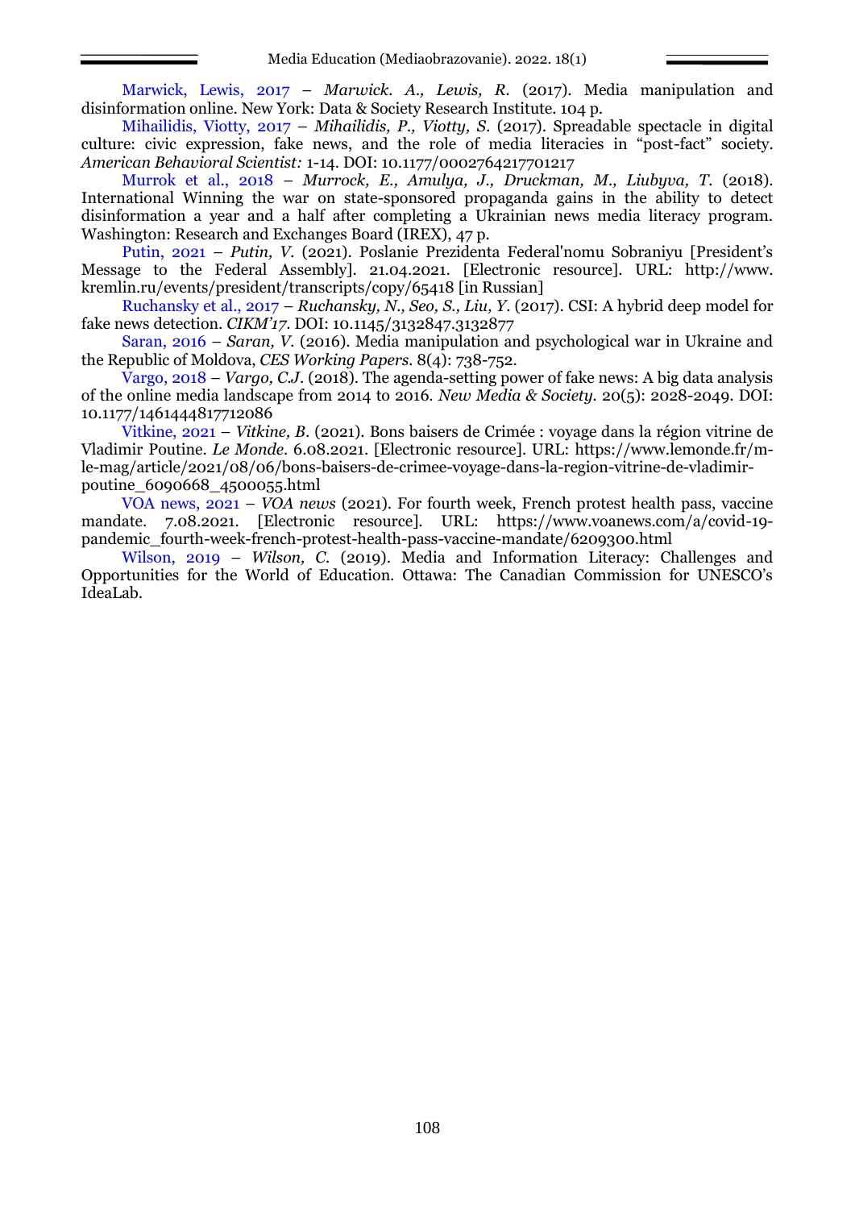Marwick, Lewis, 2017 – *Marwick. A., Lewis, R.* (2017). Media manipulation and disinformation online. New York: Data & Society Research Institute. 104 p.

Mihailidis, Viotty, 2017 – *Mihailidis, P., Viotty, S.* (2017). Spreadable spectacle in digital culture: civic expression, fake news, and the role of media literacies in "post-fact" society. *American Behavioral Scientist:* 1-14. DOI: 10.1177/0002764217701217

Murrok et al., 2018 – *Murrock, E., Amulya, J., Druckman, M., Liubyva, T.* (2018). International Winning the war on state-sponsored propaganda gains in the ability to detect disinformation a year and a half after completing a Ukrainian news media literacy program. Washington: Research and Exchanges Board (IREX), 47 p.

Putin, 2021 – *Putin, V.* (2021). Poslanie Prezidenta Federal'nomu Sobraniyu [President's Message to the Federal Assembly]. 21.04.2021. [Electronic resource]. URL: http://www.kremlin.ru/events/president/transcripts/copy/65418 [in Russian]

Ruchansky et al., 2017 – *Ruchansky, N., Seo, S., Liu, Y.* (2017). CSI: A hybrid deep model for fake news detection. *CIKM'17*. DOI: 10.1145/3132847.3132877

Saran, 2016 – *Saran, V.* (2016). Media manipulation and psychological war in Ukraine and the Republic of Moldova, *CES Working Papers*. 8(4): 738-752.

Vargo, 2018 – *Vargo, C.J.* (2018). The agenda-setting power of fake news: A big data analysis of the online media landscape from 2014 to 2016. *New Media & Society.* 20(5): 2028-2049. DOI: 10.1177/1461444817712086

Vitkine, 2021 – *Vitkine, B.* (2021). Bons baisers de Crimée : voyage dans la région vitrine de Vladimir Poutine. *Le Monde*. 6.08.2021. [Electronic resource]. URL: https://www.lemonde.fr/m-le-mag/article/2021/08/06/bons-baisers-de-crimee-voyage-dans-la-region-vitrine-de-vladimir-poutine_6090668_4500055.html

VOA news, 2021 – *VOA news* (2021). For fourth week, French protest health pass, vaccine mandate. 7.08.2021. [Electronic resource]. URL: https://www.voanews.com/a/covid-19-pandemic_fourth-week-french-protest-health-pass-vaccine-mandate/6209300.html

Wilson, 2019 – *Wilson, C.* (2019). Media and Information Literacy: Challenges and Opportunities for the World of Education. Ottawa: The Canadian Commission for UNESCO's IdeaLab.